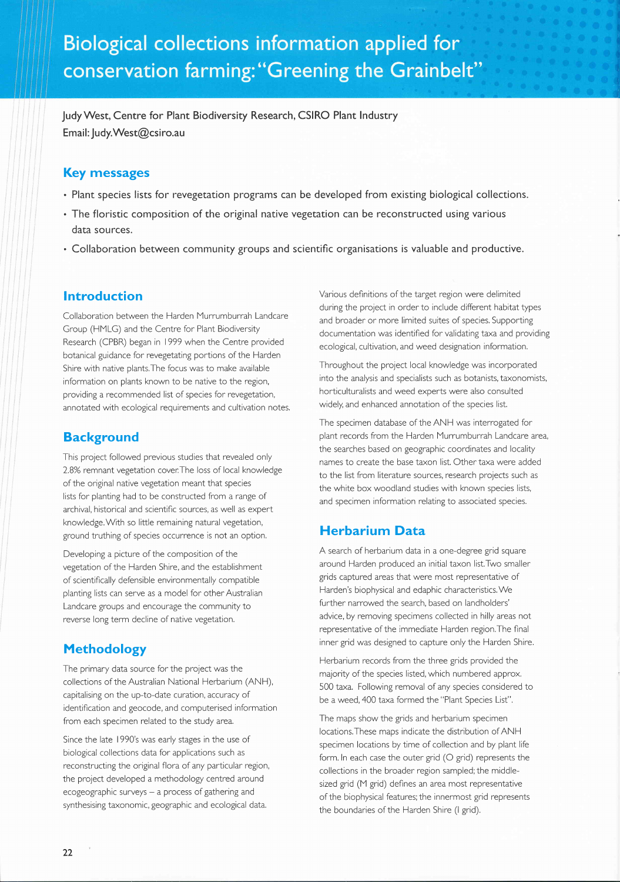# Biological collections information applied for conservation farming: "Greening the Grainbelt"

Judy West, Centre for Plant Biodiversity Research, CSIRO Plant Industry
Email: Judy.West@csiro.au

## Key messages

- Plant species lists for revegetation programs can be developed from existing biological collections.
- The floristic composition of the original native vegetation can be reconstructed using various data sources.
- Collaboration between community groups and scientific organisations is valuable and productive.

## Introduction

Collaboration between the Harden Murrumburrah Landcare Group (HMLG) and the Centre for Plant Biodiversity Research (CPBR) began in 1999 when the Centre provided botanical guidance for revegetating portions of the Harden Shire with native plants. The focus was to make available information on plants known to be native to the region, providing a recommended list of species for revegetation, annotated with ecological requirements and cultivation notes.

## Background

This project followed previous studies that revealed only 2.8% remnant vegetation cover. The loss of local knowledge of the original native vegetation meant that species lists for planting had to be constructed from a range of archival, historical and scientific sources, as well as expert knowledge. With so little remaining natural vegetation, ground truthing of species occurrence is not an option.

Developing a picture of the composition of the vegetation of the Harden Shire, and the establishment of scientifically defensible environmentally compatible planting lists can serve as a model for other Australian Landcare groups and encourage the community to reverse long term decline of native vegetation.

## Methodology

The primary data source for the project was the collections of the Australian National Herbarium (ANH), capitalising on the up-to-date curation, accuracy of identification and geocode, and computerised information from each specimen related to the study area.

Since the late 1990's was early stages in the use of biological collections data for applications such as reconstructing the original flora of any particular region, the project developed a methodology centred around ecogeographic surveys – a process of gathering and synthesising taxonomic, geographic and ecological data.

Various definitions of the target region were delimited during the project in order to include different habitat types and broader or more limited suites of species. Supporting documentation was identified for validating taxa and providing ecological, cultivation, and weed designation information.

Throughout the project local knowledge was incorporated into the analysis and specialists such as botanists, taxonomists, horticulturalists and weed experts were also consulted widely, and enhanced annotation of the species list.

The specimen database of the ANH was interrogated for plant records from the Harden Murrumburrah Landcare area, the searches based on geographic coordinates and locality names to create the base taxon list. Other taxa were added to the list from literature sources, research projects such as the white box woodland studies with known species lists, and specimen information relating to associated species.

## Herbarium Data

A search of herbarium data in a one-degree grid square around Harden produced an initial taxon list. Two smaller grids captured areas that were most representative of Harden's biophysical and edaphic characteristics. We further narrowed the search, based on landholders' advice, by removing specimens collected in hilly areas not representative of the immediate Harden region. The final inner grid was designed to capture only the Harden Shire.

Herbarium records from the three grids provided the majority of the species listed, which numbered approx. 500 taxa. Following removal of any species considered to be a weed, 400 taxa formed the "Plant Species List".

The maps show the grids and herbarium specimen locations. These maps indicate the distribution of ANH specimen locations by time of collection and by plant life form. In each case the outer grid (O grid) represents the collections in the broader region sampled; the middle-sized grid (M grid) defines an area most representative of the biophysical features; the innermost grid represents the boundaries of the Harden Shire (I grid).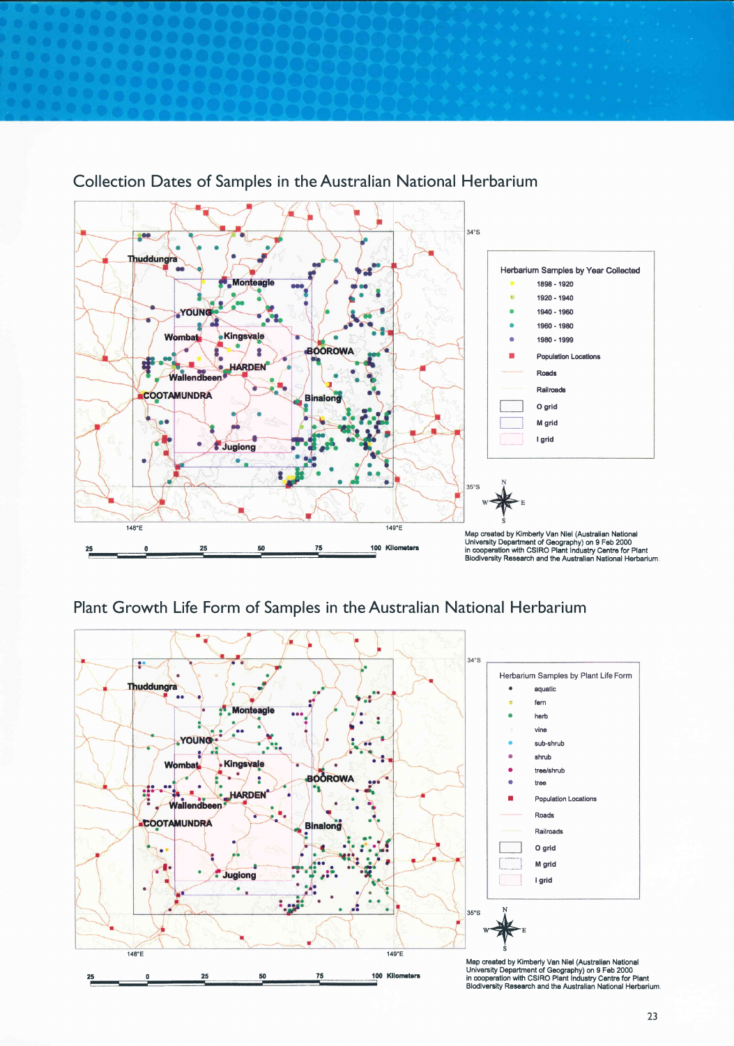## Collection Dates of Samples in the Australian National Herbarium

Herbarium Samples by Year Collected

- 1898 - 1920
- 1920 - 1940
- 1940 - 1960
- 1960 - 1980
- 1980 - 1999
- Population Locations
- Roads
- Railroads
- O grid
- M grid
- I grid

Thuddungra, Monteagle, YOUNG, Wombat, Kingsvale, BOOROWA, HARDEN, Wallendbeen, COOTAMUNDRA, Binalong, Jugiong

34°S, 35°S, 148°E, 149°E

25 0 25 50 75 100 Kilometers

Map created by Kimberly Van Niel (Australian National University Department of Geography) on 9 Feb 2000 in cooperation with CSIRO Plant Industry Centre for Plant Biodiversity Research and the Australian National Herbarium.

## Plant Growth Life Form of Samples in the Australian National Herbarium

Herbarium Samples by Plant Life Form

- aquatic
- fern
- herb
- vine
- sub-shrub
- shrub
- tree/shrub
- tree
- Population Locations
- Roads
- Railroads
- O grid
- M grid
- I grid

Thuddungra, Monteagle, YOUNG, Wombat, Kingsvale, BOOROWA, HARDEN, Wallendbeen, COOTAMUNDRA, Binalong, Jugiong

34°S, 35°S, 148°E, 149°E

25 0 25 50 75 100 Kilometers

Map created by Kimberly Van Niel (Australian National University Department of Geography) on 9 Feb 2000 in cooperation with CSIRO Plant Industry Centre for Plant Biodiversity Research and the Australian National Herbarium.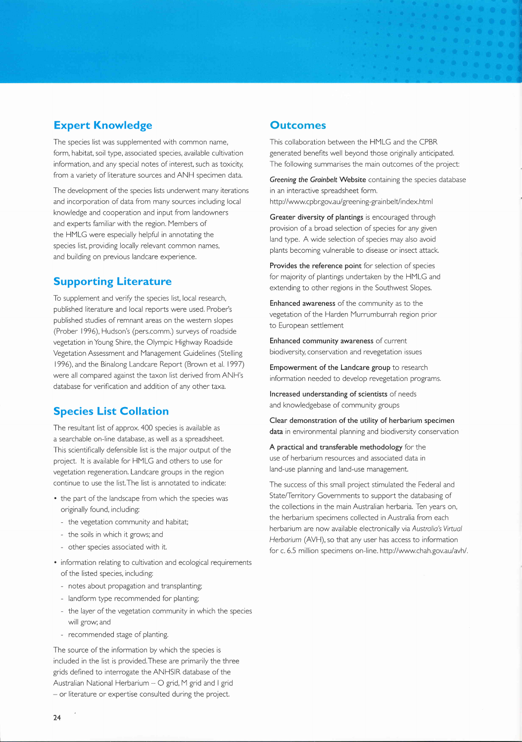## Expert Knowledge

The species list was supplemented with common name, form, habitat, soil type, associated species, available cultivation information, and any special notes of interest, such as toxicity, from a variety of literature sources and ANH specimen data.

The development of the species lists underwent many iterations and incorporation of data from many sources including local knowledge and cooperation and input from landowners and experts familiar with the region. Members of the HMLG were especially helpful in annotating the species list, providing locally relevant common names, and building on previous landcare experience.

## Supporting Literature

To supplement and verify the species list, local research, published literature and local reports were used. Prober's published studies of remnant areas on the western slopes (Prober 1996), Hudson's (pers.comm.) surveys of roadside vegetation in Young Shire, the Olympic Highway Roadside Vegetation Assessment and Management Guidelines (Stelling 1996), and the Binalong Landcare Report (Brown et al. 1997) were all compared against the taxon list derived from ANH's database for verification and addition of any other taxa.

## Species List Collation

The resultant list of approx. 400 species is available as a searchable on-line database, as well as a spreadsheet. This scientifically defensible list is the major output of the project. It is available for HMLG and others to use for vegetation regeneration. Landcare groups in the region continue to use the list. The list is annotated to indicate:

- the part of the landscape from which the species was originally found, including:
  - the vegetation community and habitat;
  - the soils in which it grows; and
  - other species associated with it.
- information relating to cultivation and ecological requirements of the listed species, including:
  - notes about propagation and transplanting;
  - landform type recommended for planting;
  - the layer of the vegetation community in which the species will grow; and
  - recommended stage of planting.

The source of the information by which the species is included in the list is provided. These are primarily the three grids defined to interrogate the ANHSIR database of the Australian National Herbarium – O grid, M grid and I grid – or literature or expertise consulted during the project.

## Outcomes

This collaboration between the HMLG and the CPBR generated benefits well beyond those originally anticipated. The following summarises the main outcomes of the project:

***Greening the Grainbelt* Website** containing the species database in an interactive spreadsheet form. http://www.cpbr.gov.au/greening-grainbelt/index.html

**Greater diversity of plantings** is encouraged through provision of a broad selection of species for any given land type. A wide selection of species may also avoid plants becoming vulnerable to disease or insect attack.

**Provides the reference point** for selection of species for majority of plantings undertaken by the HMLG and extending to other regions in the Southwest Slopes.

**Enhanced awareness** of the community as to the vegetation of the Harden Murrumburrah region prior to European settlement

**Enhanced community awareness** of current biodiversity, conservation and revegetation issues

**Empowerment of the Landcare group** to research information needed to develop revegetation programs.

**Increased understanding of scientists** of needs and knowledgebase of community groups

**Clear demonstration of the utility of herbarium specimen data** in environmental planning and biodiversity conservation

**A practical and transferable methodology** for the use of herbarium resources and associated data in land-use planning and land-use management.

The success of this small project stimulated the Federal and State/Territory Governments to support the databasing of the collections in the main Australian herbaria. Ten years on, the herbarium specimens collected in Australia from each herbarium are now available electronically via *Australia's Virtual Herbarium* (AVH), so that any user has access to information for c. 6.5 million specimens on-line. http://www.chah.gov.au/avh/.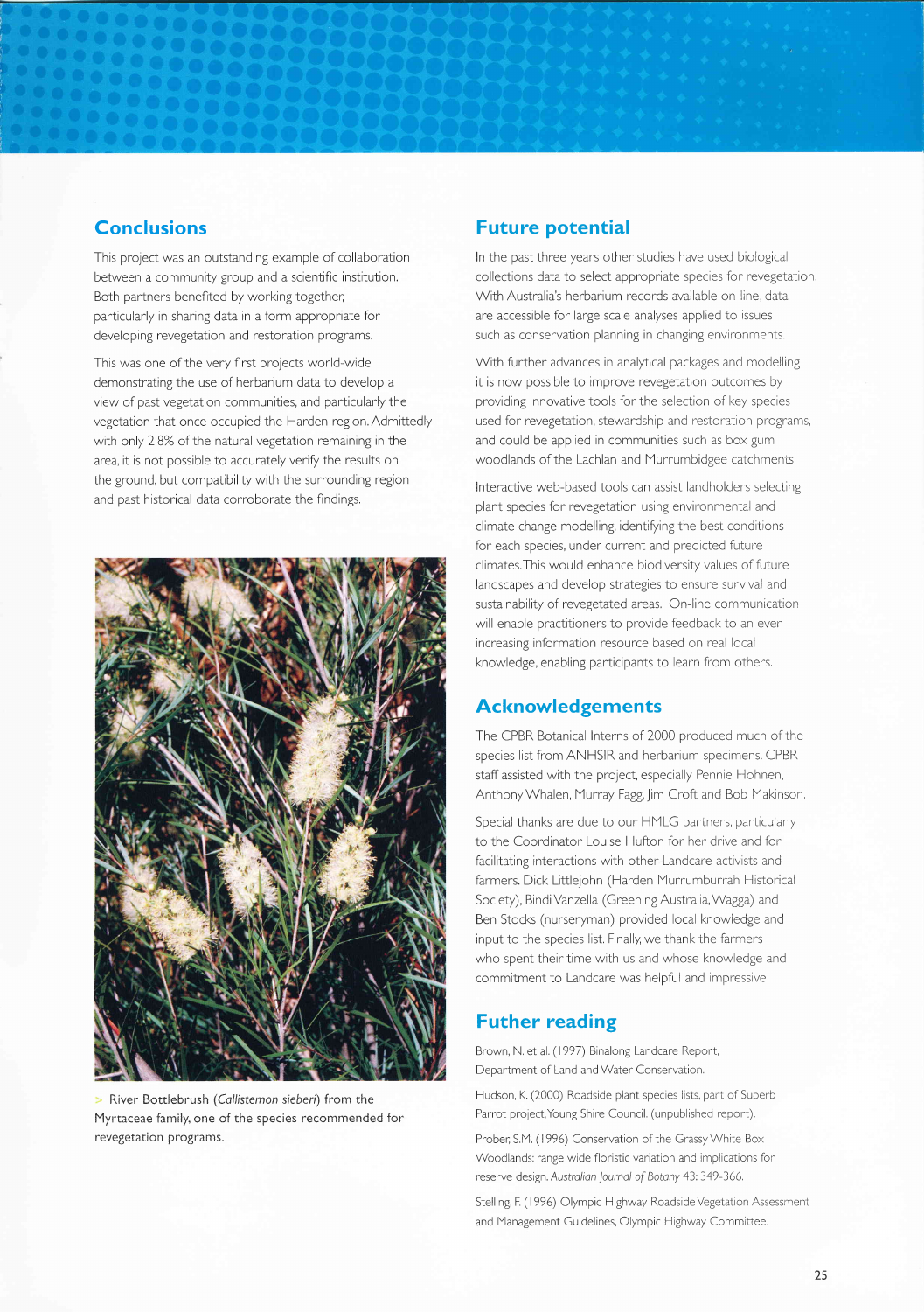## Conclusions

This project was an outstanding example of collaboration between a community group and a scientific institution. Both partners benefited by working together, particularly in sharing data in a form appropriate for developing revegetation and restoration programs.

This was one of the very first projects world-wide demonstrating the use of herbarium data to develop a view of past vegetation communities, and particularly the vegetation that once occupied the Harden region. Admittedly with only 2.8% of the natural vegetation remaining in the area, it is not possible to accurately verify the results on the ground, but compatibility with the surrounding region and past historical data corroborate the findings.

> River Bottlebrush (*Callistemon sieberi*) from the Myrtaceae family, one of the species recommended for revegetation programs.

## Future potential

In the past three years other studies have used biological collections data to select appropriate species for revegetation. With Australia's herbarium records available on-line, data are accessible for large scale analyses applied to issues such as conservation planning in changing environments.

With further advances in analytical packages and modelling it is now possible to improve revegetation outcomes by providing innovative tools for the selection of key species used for revegetation, stewardship and restoration programs, and could be applied in communities such as box gum woodlands of the Lachlan and Murrumbidgee catchments.

Interactive web-based tools can assist landholders selecting plant species for revegetation using environmental and climate change modelling, identifying the best conditions for each species, under current and predicted future climates. This would enhance biodiversity values of future landscapes and develop strategies to ensure survival and sustainability of revegetated areas. On-line communication will enable practitioners to provide feedback to an ever increasing information resource based on real local knowledge, enabling participants to learn from others.

## Acknowledgements

The CPBR Botanical Interns of 2000 produced much of the species list from ANHSIR and herbarium specimens. CPBR staff assisted with the project, especially Pennie Hohnen, Anthony Whalen, Murray Fagg, Jim Croft and Bob Makinson.

Special thanks are due to our HMLG partners, particularly to the Coordinator Louise Hufton for her drive and for facilitating interactions with other Landcare activists and farmers. Dick Littlejohn (Harden Murrumburrah Historical Society), Bindi Vanzella (Greening Australia, Wagga) and Ben Stocks (nurseryman) provided local knowledge and input to the species list. Finally, we thank the farmers who spent their time with us and whose knowledge and commitment to Landcare was helpful and impressive.

## Futher reading

Brown, N. et al. (1997) Binalong Landcare Report, Department of Land and Water Conservation.

Hudson, K. (2000) Roadside plant species lists, part of Superb Parrot project, Young Shire Council. (unpublished report).

Prober, S.M. (1996) Conservation of the Grassy White Box Woodlands: range wide floristic variation and implications for reserve design. *Australian Journal of Botany* 43: 349-366.

Stelling, F. (1996) Olympic Highway Roadside Vegetation Assessment and Management Guidelines, Olympic Highway Committee.